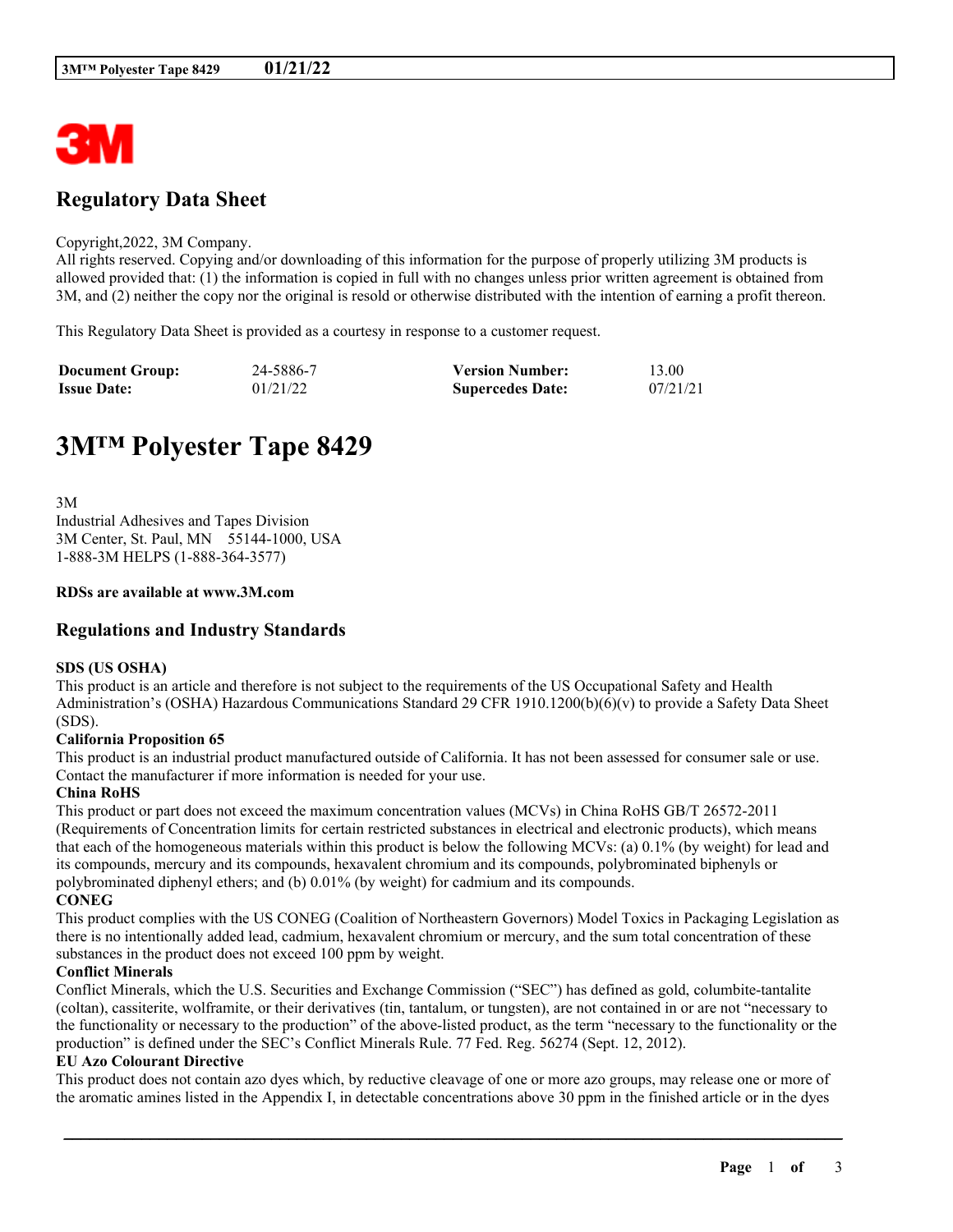## Regulatory Data Sheet

Copyright,2022, 3M Company.
All rights reserved. Copying and/or downloading of this information for the purpose of properly utilizing 3M products is allowed provided that: (1) the information is copied in full with no changes unless prior written agreement is obtained from 3M, and (2) neither the copy nor the original is resold or otherwise distributed with the intention of earning a profit thereon.

This Regulatory Data Sheet is provided as a courtesy in response to a customer request.

| **Document Group:** | 24-5886-7 | **Version Number:** | 13.00 |
|---|---|---|---|
| **Issue Date:** | 01/21/22 | **Supercedes Date:** | 07/21/21 |

# 3M™ Polyester Tape 8429

3M
Industrial Adhesives and Tapes Division
3M Center, St. Paul, MN 55144-1000, USA
1-888-3M HELPS (1-888-364-3577)

**RDSs are available at www.3M.com**

## Regulations and Industry Standards

**SDS (US OSHA)**
This product is an article and therefore is not subject to the requirements of the US Occupational Safety and Health Administration's (OSHA) Hazardous Communications Standard 29 CFR 1910.1200(b)(6)(v) to provide a Safety Data Sheet (SDS).

**California Proposition 65**
This product is an industrial product manufactured outside of California. It has not been assessed for consumer sale or use. Contact the manufacturer if more information is needed for your use.

**China RoHS**
This product or part does not exceed the maximum concentration values (MCVs) in China RoHS GB/T 26572-2011 (Requirements of Concentration limits for certain restricted substances in electrical and electronic products), which means that each of the homogeneous materials within this product is below the following MCVs: (a) 0.1% (by weight) for lead and its compounds, mercury and its compounds, hexavalent chromium and its compounds, polybrominated biphenyls or polybrominated diphenyl ethers; and (b) 0.01% (by weight) for cadmium and its compounds.

**CONEG**
This product complies with the US CONEG (Coalition of Northeastern Governors) Model Toxics in Packaging Legislation as there is no intentionally added lead, cadmium, hexavalent chromium or mercury, and the sum total concentration of these substances in the product does not exceed 100 ppm by weight.

**Conflict Minerals**
Conflict Minerals, which the U.S. Securities and Exchange Commission ("SEC") has defined as gold, columbite-tantalite (coltan), cassiterite, wolframite, or their derivatives (tin, tantalum, or tungsten), are not contained in or are not "necessary to the functionality or necessary to the production" of the above-listed product, as the term "necessary to the functionality or the production" is defined under the SEC's Conflict Minerals Rule. 77 Fed. Reg. 56274 (Sept. 12, 2012).

**EU Azo Colourant Directive**
This product does not contain azo dyes which, by reductive cleavage of one or more azo groups, may release one or more of the aromatic amines listed in the Appendix I, in detectable concentrations above 30 ppm in the finished article or in the dyes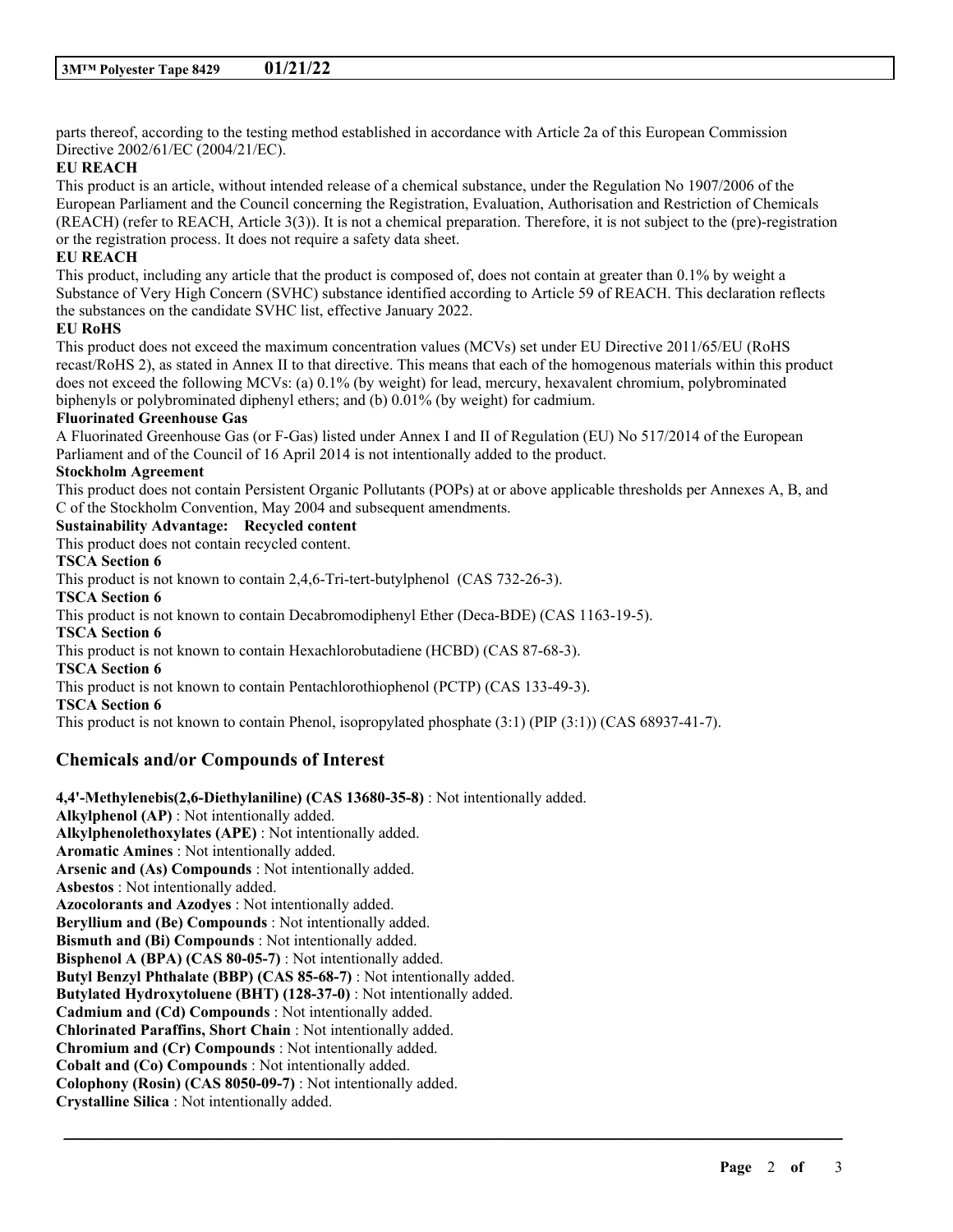parts thereof, according to the testing method established in accordance with Article 2a of this European Commission Directive 2002/61/EC (2004/21/EC).

**EU REACH**

This product is an article, without intended release of a chemical substance, under the Regulation No 1907/2006 of the European Parliament and the Council concerning the Registration, Evaluation, Authorisation and Restriction of Chemicals (REACH) (refer to REACH, Article 3(3)). It is not a chemical preparation. Therefore, it is not subject to the (pre)-registration or the registration process. It does not require a safety data sheet.

**EU REACH**

This product, including any article that the product is composed of, does not contain at greater than 0.1% by weight a Substance of Very High Concern (SVHC) substance identified according to Article 59 of REACH. This declaration reflects the substances on the candidate SVHC list, effective January 2022.

**EU RoHS**

This product does not exceed the maximum concentration values (MCVs) set under EU Directive 2011/65/EU (RoHS recast/RoHS 2), as stated in Annex II to that directive. This means that each of the homogenous materials within this product does not exceed the following MCVs: (a) 0.1% (by weight) for lead, mercury, hexavalent chromium, polybrominated biphenyls or polybrominated diphenyl ethers; and (b) 0.01% (by weight) for cadmium.

**Fluorinated Greenhouse Gas**

A Fluorinated Greenhouse Gas (or F-Gas) listed under Annex I and II of Regulation (EU) No 517/2014 of the European Parliament and of the Council of 16 April 2014 is not intentionally added to the product.

**Stockholm Agreement**

This product does not contain Persistent Organic Pollutants (POPs) at or above applicable thresholds per Annexes A, B, and C of the Stockholm Convention, May 2004 and subsequent amendments.

**Sustainability Advantage: Recycled content**

This product does not contain recycled content.

**TSCA Section 6**

This product is not known to contain 2,4,6-Tri-tert-butylphenol (CAS 732-26-3).

**TSCA Section 6**

This product is not known to contain Decabromodiphenyl Ether (Deca-BDE) (CAS 1163-19-5).

**TSCA Section 6**

This product is not known to contain Hexachlorobutadiene (HCBD) (CAS 87-68-3).

**TSCA Section 6**

This product is not known to contain Pentachlorothiophenol (PCTP) (CAS 133-49-3).

**TSCA Section 6**

This product is not known to contain Phenol, isopropylated phosphate (3:1) (PIP (3:1)) (CAS 68937-41-7).

## Chemicals and/or Compounds of Interest

**4,4'-Methylenebis(2,6-Diethylaniline) (CAS 13680-35-8)** : Not intentionally added.
**Alkylphenol (AP)** : Not intentionally added.
**Alkylphenolethoxylates (APE)** : Not intentionally added.
**Aromatic Amines** : Not intentionally added.
**Arsenic and (As) Compounds** : Not intentionally added.
**Asbestos** : Not intentionally added.
**Azocolorants and Azodyes** : Not intentionally added.
**Beryllium and (Be) Compounds** : Not intentionally added.
**Bismuth and (Bi) Compounds** : Not intentionally added.
**Bisphenol A (BPA) (CAS 80-05-7)** : Not intentionally added.
**Butyl Benzyl Phthalate (BBP) (CAS 85-68-7)** : Not intentionally added.
**Butylated Hydroxytoluene (BHT) (128-37-0)** : Not intentionally added.
**Cadmium and (Cd) Compounds** : Not intentionally added.
**Chlorinated Paraffins, Short Chain** : Not intentionally added.
**Chromium and (Cr) Compounds** : Not intentionally added.
**Cobalt and (Co) Compounds** : Not intentionally added.
**Colophony (Rosin) (CAS 8050-09-7)** : Not intentionally added.
**Crystalline Silica** : Not intentionally added.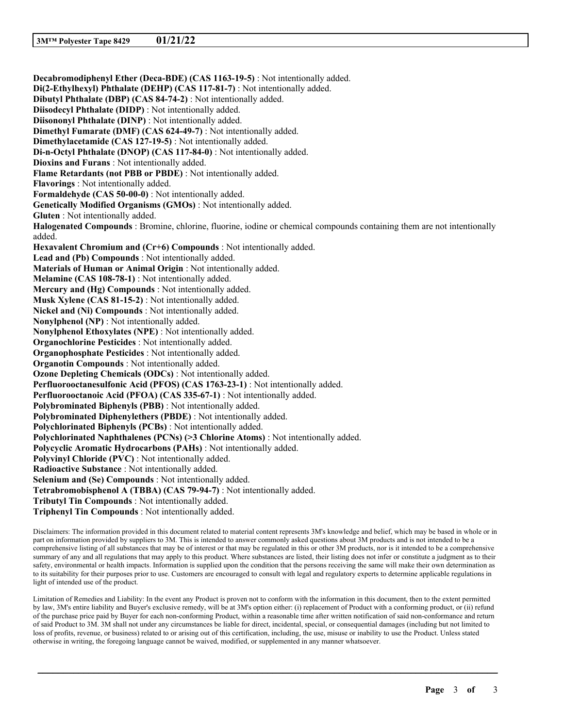**Decabromodiphenyl Ether (Deca-BDE) (CAS 1163-19-5)** : Not intentionally added.
**Di(2-Ethylhexyl) Phthalate (DEHP) (CAS 117-81-7)** : Not intentionally added.
**Dibutyl Phthalate (DBP) (CAS 84-74-2)** : Not intentionally added.
**Diisodecyl Phthalate (DIDP)** : Not intentionally added.
**Diisononyl Phthalate (DINP)** : Not intentionally added.
**Dimethyl Fumarate (DMF) (CAS 624-49-7)** : Not intentionally added.
**Dimethylacetamide (CAS 127-19-5)** : Not intentionally added.
**Di-n-Octyl Phthalate (DNOP) (CAS 117-84-0)** : Not intentionally added.
**Dioxins and Furans** : Not intentionally added.
**Flame Retardants (not PBB or PBDE)** : Not intentionally added.
**Flavorings** : Not intentionally added.
**Formaldehyde (CAS 50-00-0)** : Not intentionally added.
**Genetically Modified Organisms (GMOs)** : Not intentionally added.
**Gluten** : Not intentionally added.
**Halogenated Compounds** : Bromine, chlorine, fluorine, iodine or chemical compounds containing them are not intentionally added.
**Hexavalent Chromium and (Cr+6) Compounds** : Not intentionally added.
**Lead and (Pb) Compounds** : Not intentionally added.
**Materials of Human or Animal Origin** : Not intentionally added.
**Melamine (CAS 108-78-1)** : Not intentionally added.
**Mercury and (Hg) Compounds** : Not intentionally added.
**Musk Xylene (CAS 81-15-2)** : Not intentionally added.
**Nickel and (Ni) Compounds** : Not intentionally added.
**Nonylphenol (NP)** : Not intentionally added.
**Nonylphenol Ethoxylates (NPE)** : Not intentionally added.
**Organochlorine Pesticides** : Not intentionally added.
**Organophosphate Pesticides** : Not intentionally added.
**Organotin Compounds** : Not intentionally added.
**Ozone Depleting Chemicals (ODCs)** : Not intentionally added.
**Perfluorooctanesulfonic Acid (PFOS) (CAS 1763-23-1)** : Not intentionally added.
**Perfluorooctanoic Acid (PFOA) (CAS 335-67-1)** : Not intentionally added.
**Polybrominated Biphenyls (PBB)** : Not intentionally added.
**Polybrominated Diphenylethers (PBDE)** : Not intentionally added.
**Polychlorinated Biphenyls (PCBs)** : Not intentionally added.
**Polychlorinated Naphthalenes (PCNs) (>3 Chlorine Atoms)** : Not intentionally added.
**Polycyclic Aromatic Hydrocarbons (PAHs)** : Not intentionally added.
**Polyvinyl Chloride (PVC)** : Not intentionally added.
**Radioactive Substance** : Not intentionally added.
**Selenium and (Se) Compounds** : Not intentionally added.
**Tetrabromobisphenol A (TBBA) (CAS 79-94-7)** : Not intentionally added.
**Tributyl Tin Compounds** : Not intentionally added.
**Triphenyl Tin Compounds** : Not intentionally added.

Disclaimers: The information provided in this document related to material content represents 3M's knowledge and belief, which may be based in whole or in part on information provided by suppliers to 3M. This is intended to answer commonly asked questions about 3M products and is not intended to be a comprehensive listing of all substances that may be of interest or that may be regulated in this or other 3M products, nor is it intended to be a comprehensive summary of any and all regulations that may apply to this product. Where substances are listed, their listing does not infer or constitute a judgment as to their safety, environmental or health impacts. Information is supplied upon the condition that the persons receiving the same will make their own determination as to its suitability for their purposes prior to use. Customers are encouraged to consult with legal and regulatory experts to determine applicable regulations in light of intended use of the product.

Limitation of Remedies and Liability: In the event any Product is proven not to conform with the information in this document, then to the extent permitted by law, 3M's entire liability and Buyer's exclusive remedy, will be at 3M's option either: (i) replacement of Product with a conforming product, or (ii) refund of the purchase price paid by Buyer for each non-conforming Product, within a reasonable time after written notification of said non-conformance and return of said Product to 3M. 3M shall not under any circumstances be liable for direct, incidental, special, or consequential damages (including but not limited to loss of profits, revenue, or business) related to or arising out of this certification, including, the use, misuse or inability to use the Product. Unless stated otherwise in writing, the foregoing language cannot be waived, modified, or supplemented in any manner whatsoever.